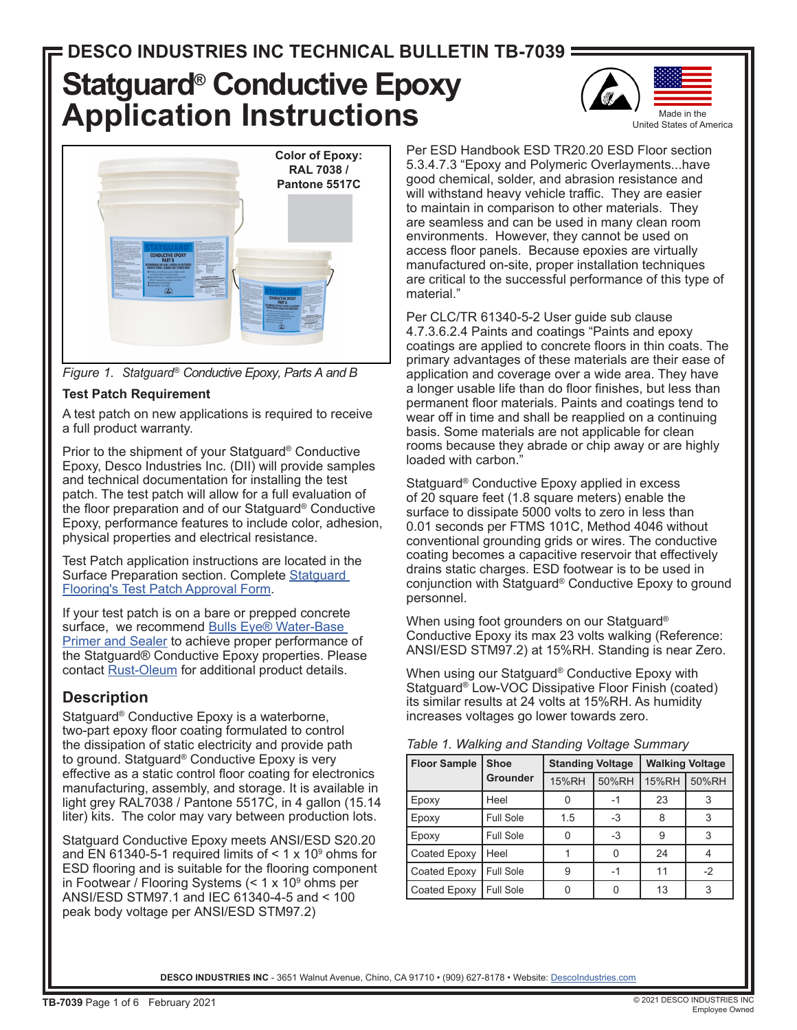DESCO INDUSTRIES INC TECHNICAL BULLETIN TB-7039

# Statguard® Conductive Epoxy Application Instructions

Made in the United States of America

Color of Epoxy: RAL 7038 / Pantone 5517C

*Figure 1. Statguard® Conductive Epoxy, Parts A and B*

### Test Patch Requirement

A test patch on new applications is required to receive a full product warranty.

Prior to the shipment of your Statguard® Conductive Epoxy, Desco Industries Inc. (DII) will provide samples and technical documentation for installing the test patch. The test patch will allow for a full evaluation of the floor preparation and of our Statguard® Conductive Epoxy, performance features to include color, adhesion, physical properties and electrical resistance.

Test Patch application instructions are located in the Surface Preparation section. Complete Statguard Flooring's Test Patch Approval Form.

If your test patch is on a bare or prepped concrete surface, we recommend Bulls Eye® Water-Base Primer and Sealer to achieve proper performance of the Statguard® Conductive Epoxy properties. Please contact Rust-Oleum for additional product details.

## Description

Statguard® Conductive Epoxy is a waterborne, two-part epoxy floor coating formulated to control the dissipation of static electricity and provide path to ground. Statguard® Conductive Epoxy is very effective as a static control floor coating for electronics manufacturing, assembly, and storage. It is available in light grey RAL7038 / Pantone 5517C, in 4 gallon (15.14 liter) kits. The color may vary between production lots.

Statguard Conductive Epoxy meets ANSI/ESD S20.20 and EN 61340-5-1 required limits of < 1 x $10^9$ ohms for ESD flooring and is suitable for the flooring component in Footwear / Flooring Systems (< 1 x $10^9$ ohms per ANSI/ESD STM97.1 and IEC 61340-4-5 and < 100 peak body voltage per ANSI/ESD STM97.2)

Per ESD Handbook ESD TR20.20 ESD Floor section 5.3.4.7.3 "Epoxy and Polymeric Overlayments...have good chemical, solder, and abrasion resistance and will withstand heavy vehicle traffic. They are easier to maintain in comparison to other materials. They are seamless and can be used in many clean room environments. However, they cannot be used on access floor panels. Because epoxies are virtually manufactured on-site, proper installation techniques are critical to the successful performance of this type of material."

Per CLC/TR 61340-5-2 User guide sub clause 4.7.3.6.2.4 Paints and coatings "Paints and epoxy coatings are applied to concrete floors in thin coats. The primary advantages of these materials are their ease of application and coverage over a wide area. They have a longer usable life than do floor finishes, but less than permanent floor materials. Paints and coatings tend to wear off in time and shall be reapplied on a continuing basis. Some materials are not applicable for clean rooms because they abrade or chip away or are highly loaded with carbon."

Statguard® Conductive Epoxy applied in excess of 20 square feet (1.8 square meters) enable the surface to dissipate 5000 volts to zero in less than 0.01 seconds per FTMS 101C, Method 4046 without conventional grounding grids or wires. The conductive coating becomes a capacitive reservoir that effectively drains static charges. ESD footwear is to be used in conjunction with Statguard® Conductive Epoxy to ground personnel.

When using foot grounders on our Statguard® Conductive Epoxy its max 23 volts walking (Reference: ANSI/ESD STM97.2) at 15%RH. Standing is near Zero.

When using our Statguard® Conductive Epoxy with Statguard® Low-VOC Dissipative Floor Finish (coated) its similar results at 24 volts at 15%RH. As humidity increases voltages go lower towards zero.

*Table 1. Walking and Standing Voltage Summary*

| Floor Sample | Shoe Grounder | Standing Voltage | | Walking Voltage | |
|---|---|---|---|---|---|
| | | 15%RH | 50%RH | 15%RH | 50%RH |
| Epoxy | Heel | 0 | -1 | 23 | 3 |
| Epoxy | Full Sole | 1.5 | -3 | 8 | 3 |
| Epoxy | Full Sole | 0 | -3 | 9 | 3 |
| Coated Epoxy | Heel | 1 | 0 | 24 | 4 |
| Coated Epoxy | Full Sole | 9 | -1 | 11 | -2 |
| Coated Epoxy | Full Sole | 0 | 0 | 13 | 3 |

**DESCO INDUSTRIES INC** - 3651 Walnut Avenue, Chino, CA 91710 • (909) 627-8178 • Website: DescoIndustries.com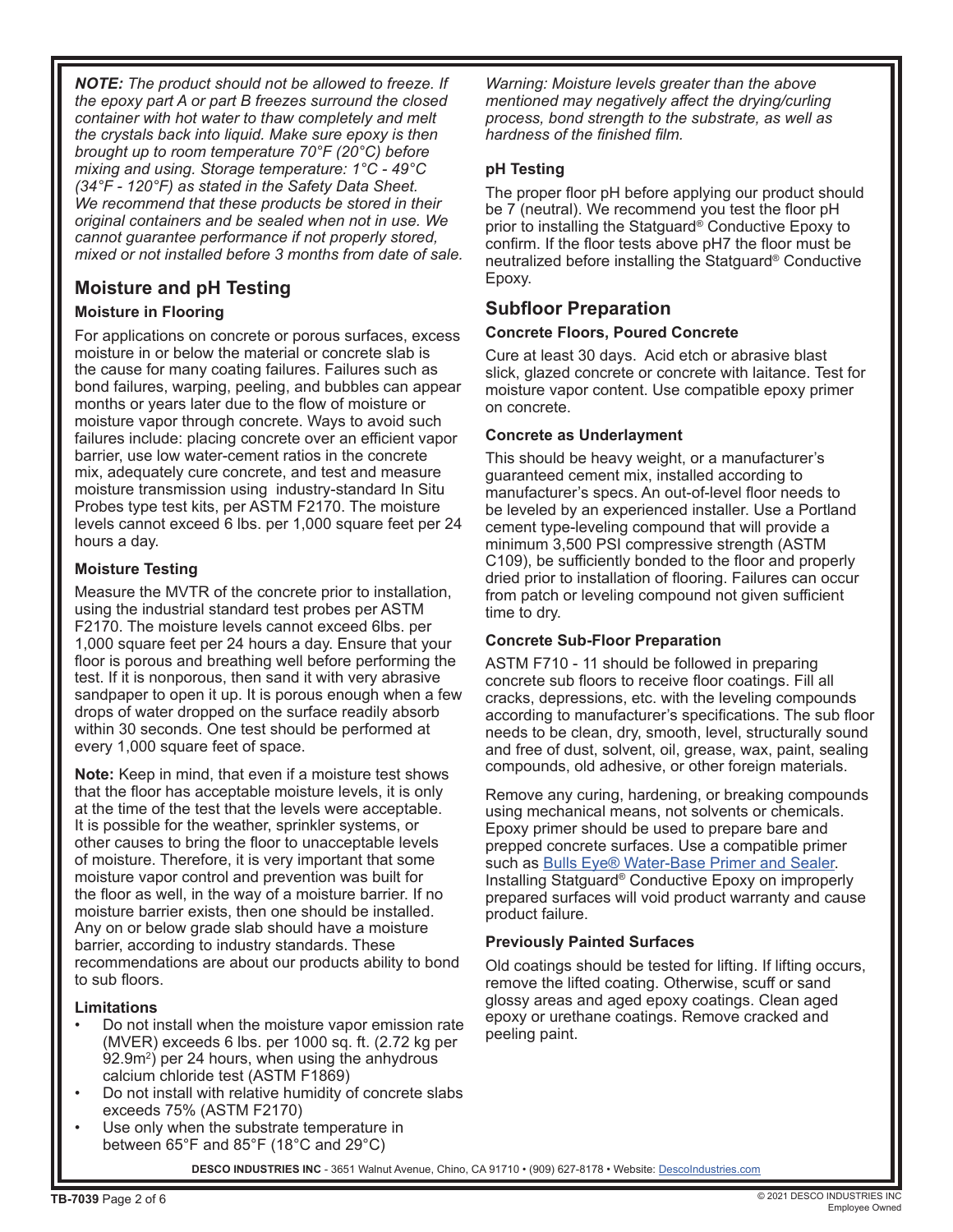***NOTE:*** *The product should not be allowed to freeze. If the epoxy part A or part B freezes surround the closed container with hot water to thaw completely and melt the crystals back into liquid. Make sure epoxy is then brought up to room temperature 70°F (20°C) before mixing and using. Storage temperature: 1°C - 49°C (34°F - 120°F) as stated in the Safety Data Sheet. We recommend that these products be stored in their original containers and be sealed when not in use. We cannot guarantee performance if not properly stored, mixed or not installed before 3 months from date of sale.*

## Moisture and pH Testing

### Moisture in Flooring

For applications on concrete or porous surfaces, excess moisture in or below the material or concrete slab is the cause for many coating failures. Failures such as bond failures, warping, peeling, and bubbles can appear months or years later due to the flow of moisture or moisture vapor through concrete. Ways to avoid such failures include: placing concrete over an efficient vapor barrier, use low water-cement ratios in the concrete mix, adequately cure concrete, and test and measure moisture transmission using industry-standard In Situ Probes type test kits, per ASTM F2170. The moisture levels cannot exceed 6 lbs. per 1,000 square feet per 24 hours a day.

### Moisture Testing

Measure the MVTR of the concrete prior to installation, using the industrial standard test probes per ASTM F2170. The moisture levels cannot exceed 6lbs. per 1,000 square feet per 24 hours a day. Ensure that your floor is porous and breathing well before performing the test. If it is nonporous, then sand it with very abrasive sandpaper to open it up. It is porous enough when a few drops of water dropped on the surface readily absorb within 30 seconds. One test should be performed at every 1,000 square feet of space.

**Note:** Keep in mind, that even if a moisture test shows that the floor has acceptable moisture levels, it is only at the time of the test that the levels were acceptable. It is possible for the weather, sprinkler systems, or other causes to bring the floor to unacceptable levels of moisture. Therefore, it is very important that some moisture vapor control and prevention was built for the floor as well, in the way of a moisture barrier. If no moisture barrier exists, then one should be installed. Any on or below grade slab should have a moisture barrier, according to industry standards. These recommendations are about our products ability to bond to sub floors.

### Limitations

- Do not install when the moisture vapor emission rate (MVER) exceeds 6 lbs. per 1000 sq. ft. (2.72 kg per 92.9m$^2$) per 24 hours, when using the anhydrous calcium chloride test (ASTM F1869)
- Do not install with relative humidity of concrete slabs exceeds 75% (ASTM F2170)
- Use only when the substrate temperature in between 65°F and 85°F (18°C and 29°C)

*Warning: Moisture levels greater than the above mentioned may negatively affect the drying/curling process, bond strength to the substrate, as well as hardness of the finished film.*

### pH Testing

The proper floor pH before applying our product should be 7 (neutral). We recommend you test the floor pH prior to installing the Statguard® Conductive Epoxy to confirm. If the floor tests above pH7 the floor must be neutralized before installing the Statguard® Conductive Epoxy.

## Subfloor Preparation

### Concrete Floors, Poured Concrete

Cure at least 30 days. Acid etch or abrasive blast slick, glazed concrete or concrete with laitance. Test for moisture vapor content. Use compatible epoxy primer on concrete.

### Concrete as Underlayment

This should be heavy weight, or a manufacturer's guaranteed cement mix, installed according to manufacturer's specs. An out-of-level floor needs to be leveled by an experienced installer. Use a Portland cement type-leveling compound that will provide a minimum 3,500 PSI compressive strength (ASTM C109), be sufficiently bonded to the floor and properly dried prior to installation of flooring. Failures can occur from patch or leveling compound not given sufficient time to dry.

### Concrete Sub-Floor Preparation

ASTM F710 - 11 should be followed in preparing concrete sub floors to receive floor coatings. Fill all cracks, depressions, etc. with the leveling compounds according to manufacturer's specifications. The sub floor needs to be clean, dry, smooth, level, structurally sound and free of dust, solvent, oil, grease, wax, paint, sealing compounds, old adhesive, or other foreign materials.

Remove any curing, hardening, or breaking compounds using mechanical means, not solvents or chemicals. Epoxy primer should be used to prepare bare and prepped concrete surfaces. Use a compatible primer such as Bulls Eye® Water-Base Primer and Sealer. Installing Statguard® Conductive Epoxy on improperly prepared surfaces will void product warranty and cause product failure.

### Previously Painted Surfaces

Old coatings should be tested for lifting. If lifting occurs, remove the lifted coating. Otherwise, scuff or sand glossy areas and aged epoxy coatings. Clean aged epoxy or urethane coatings. Remove cracked and peeling paint.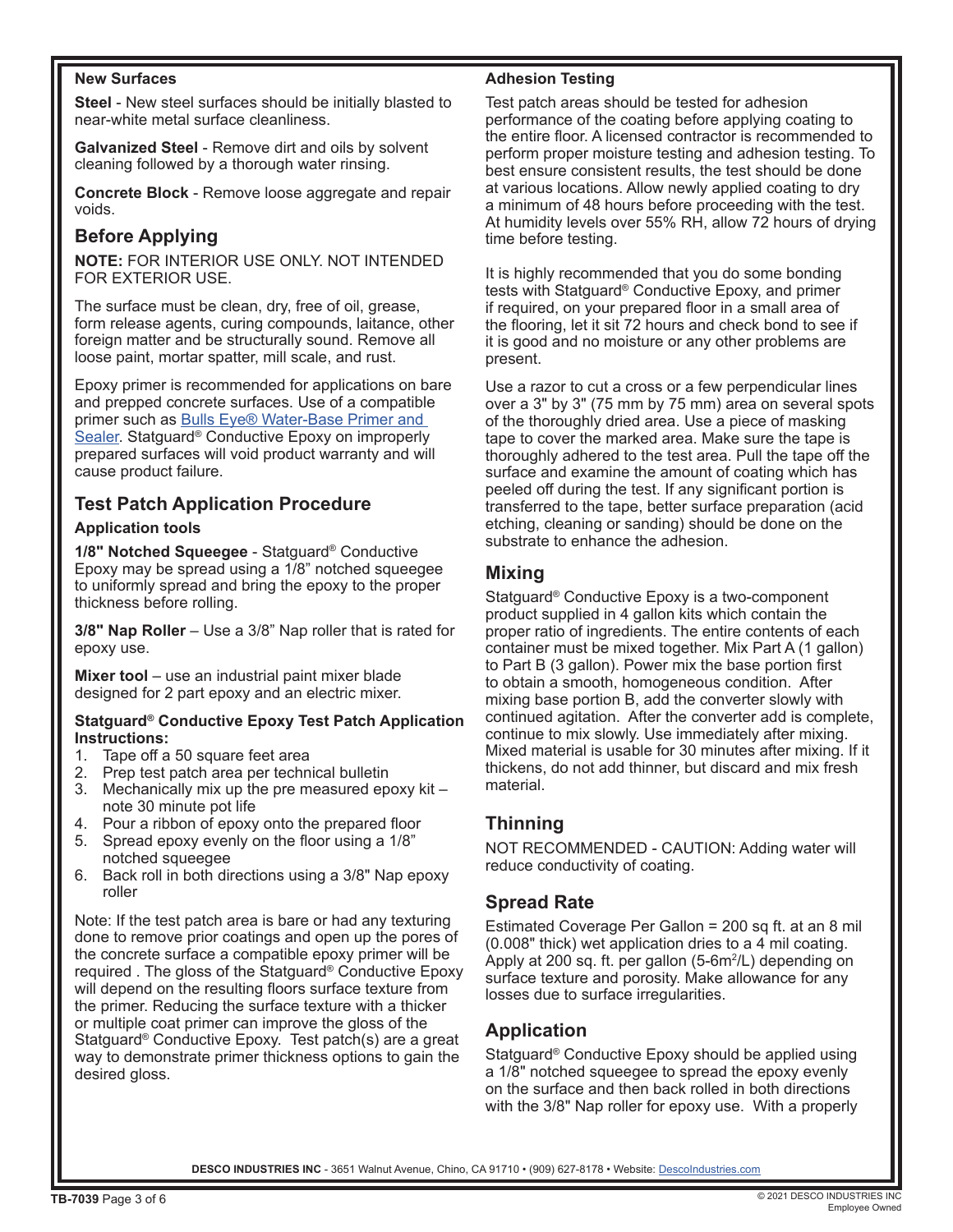### New Surfaces

**Steel** - New steel surfaces should be initially blasted to near-white metal surface cleanliness.

**Galvanized Steel** - Remove dirt and oils by solvent cleaning followed by a thorough water rinsing.

**Concrete Block** - Remove loose aggregate and repair voids.

## Before Applying

**NOTE:** FOR INTERIOR USE ONLY. NOT INTENDED FOR EXTERIOR USE.

The surface must be clean, dry, free of oil, grease, form release agents, curing compounds, laitance, other foreign matter and be structurally sound. Remove all loose paint, mortar spatter, mill scale, and rust.

Epoxy primer is recommended for applications on bare and prepped concrete surfaces. Use of a compatible primer such as Bulls Eye® Water-Base Primer and Sealer. Statguard® Conductive Epoxy on improperly prepared surfaces will void product warranty and will cause product failure.

## Test Patch Application Procedure

### Application tools

**1/8" Notched Squeegee** - Statguard® Conductive Epoxy may be spread using a 1/8" notched squeegee to uniformly spread and bring the epoxy to the proper thickness before rolling.

**3/8" Nap Roller** – Use a 3/8" Nap roller that is rated for epoxy use.

**Mixer tool** – use an industrial paint mixer blade designed for 2 part epoxy and an electric mixer.

**Statguard® Conductive Epoxy Test Patch Application Instructions:**

1. Tape off a 50 square feet area
2. Prep test patch area per technical bulletin
3. Mechanically mix up the pre measured epoxy kit – note 30 minute pot life
4. Pour a ribbon of epoxy onto the prepared floor
5. Spread epoxy evenly on the floor using a 1/8" notched squeegee
6. Back roll in both directions using a 3/8" Nap epoxy roller

Note: If the test patch area is bare or had any texturing done to remove prior coatings and open up the pores of the concrete surface a compatible epoxy primer will be required . The gloss of the Statguard® Conductive Epoxy will depend on the resulting floors surface texture from the primer. Reducing the surface texture with a thicker or multiple coat primer can improve the gloss of the Statguard® Conductive Epoxy. Test patch(s) are a great way to demonstrate primer thickness options to gain the desired gloss.

### Adhesion Testing

Test patch areas should be tested for adhesion performance of the coating before applying coating to the entire floor. A licensed contractor is recommended to perform proper moisture testing and adhesion testing. To best ensure consistent results, the test should be done at various locations. Allow newly applied coating to dry a minimum of 48 hours before proceeding with the test. At humidity levels over 55% RH, allow 72 hours of drying time before testing.

It is highly recommended that you do some bonding tests with Statguard® Conductive Epoxy, and primer if required, on your prepared floor in a small area of the flooring, let it sit 72 hours and check bond to see if it is good and no moisture or any other problems are present.

Use a razor to cut a cross or a few perpendicular lines over a 3" by 3" (75 mm by 75 mm) area on several spots of the thoroughly dried area. Use a piece of masking tape to cover the marked area. Make sure the tape is thoroughly adhered to the test area. Pull the tape off the surface and examine the amount of coating which has peeled off during the test. If any significant portion is transferred to the tape, better surface preparation (acid etching, cleaning or sanding) should be done on the substrate to enhance the adhesion.

## Mixing

Statguard® Conductive Epoxy is a two-component product supplied in 4 gallon kits which contain the proper ratio of ingredients. The entire contents of each container must be mixed together. Mix Part A (1 gallon) to Part B (3 gallon). Power mix the base portion first to obtain a smooth, homogeneous condition. After mixing base portion B, add the converter slowly with continued agitation. After the converter add is complete, continue to mix slowly. Use immediately after mixing. Mixed material is usable for 30 minutes after mixing. If it thickens, do not add thinner, but discard and mix fresh material.

## Thinning

NOT RECOMMENDED - CAUTION: Adding water will reduce conductivity of coating.

## Spread Rate

Estimated Coverage Per Gallon = 200 sq ft. at an 8 mil (0.008" thick) wet application dries to a 4 mil coating. Apply at 200 sq. ft. per gallon (5-6m$^2$/L) depending on surface texture and porosity. Make allowance for any losses due to surface irregularities.

## Application

Statguard® Conductive Epoxy should be applied using a 1/8" notched squeegee to spread the epoxy evenly on the surface and then back rolled in both directions with the 3/8" Nap roller for epoxy use. With a properly

**DESCO INDUSTRIES INC** - 3651 Walnut Avenue, Chino, CA 91710 • (909) 627-8178 • Website: DescoIndustries.com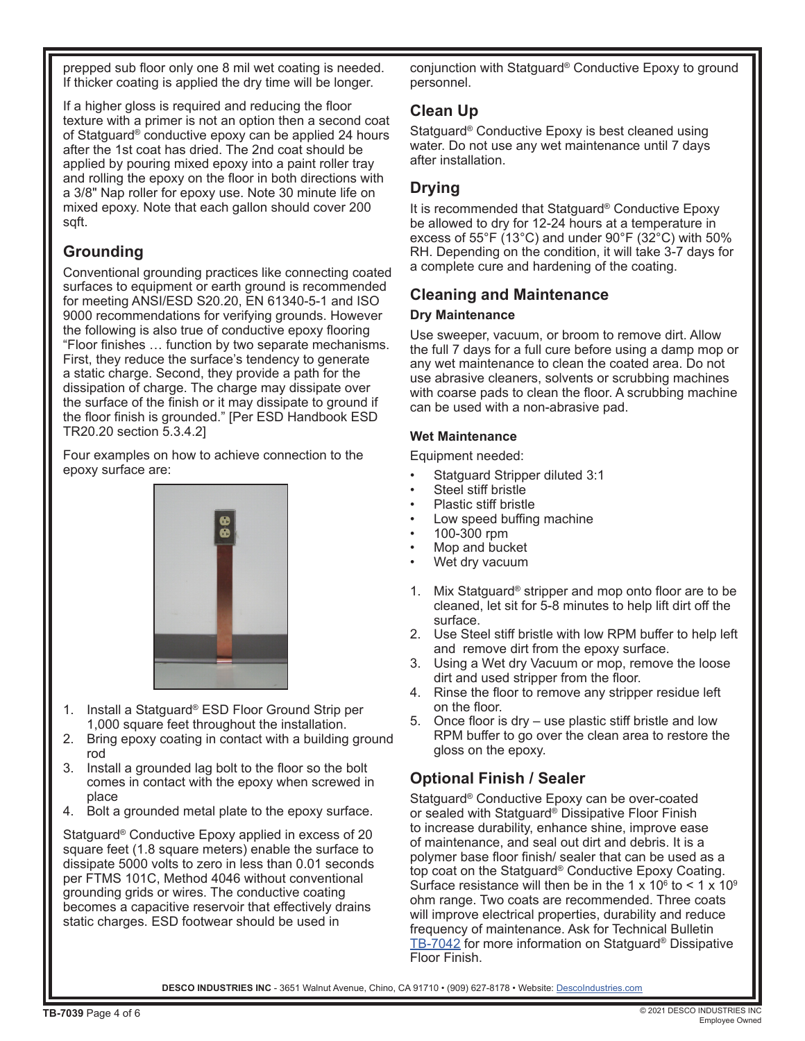prepped sub floor only one 8 mil wet coating is needed. If thicker coating is applied the dry time will be longer.

If a higher gloss is required and reducing the floor texture with a primer is not an option then a second coat of Statguard® conductive epoxy can be applied 24 hours after the 1st coat has dried. The 2nd coat should be applied by pouring mixed epoxy into a paint roller tray and rolling the epoxy on the floor in both directions with a 3/8" Nap roller for epoxy use. Note 30 minute life on mixed epoxy. Note that each gallon should cover 200 sqft.

## Grounding

Conventional grounding practices like connecting coated surfaces to equipment or earth ground is recommended for meeting ANSI/ESD S20.20, EN 61340-5-1 and ISO 9000 recommendations for verifying grounds. However the following is also true of conductive epoxy flooring "Floor finishes … function by two separate mechanisms. First, they reduce the surface's tendency to generate a static charge. Second, they provide a path for the dissipation of charge. The charge may dissipate over the surface of the finish or it may dissipate to ground if the floor finish is grounded." [Per ESD Handbook ESD TR20.20 section 5.3.4.2]

Four examples on how to achieve connection to the epoxy surface are:

1. Install a Statguard® ESD Floor Ground Strip per 1,000 square feet throughout the installation.
2. Bring epoxy coating in contact with a building ground rod
3. Install a grounded lag bolt to the floor so the bolt comes in contact with the epoxy when screwed in place
4. Bolt a grounded metal plate to the epoxy surface.

Statguard® Conductive Epoxy applied in excess of 20 square feet (1.8 square meters) enable the surface to dissipate 5000 volts to zero in less than 0.01 seconds per FTMS 101C, Method 4046 without conventional grounding grids or wires. The conductive coating becomes a capacitive reservoir that effectively drains static charges. ESD footwear should be used in conjunction with Statguard® Conductive Epoxy to ground personnel.

## Clean Up

Statguard® Conductive Epoxy is best cleaned using water. Do not use any wet maintenance until 7 days after installation.

## Drying

It is recommended that Statguard® Conductive Epoxy be allowed to dry for 12-24 hours at a temperature in excess of 55°F (13°C) and under 90°F (32°C) with 50% RH. Depending on the condition, it will take 3-7 days for a complete cure and hardening of the coating.

## Cleaning and Maintenance

### Dry Maintenance

Use sweeper, vacuum, or broom to remove dirt. Allow the full 7 days for a full cure before using a damp mop or any wet maintenance to clean the coated area. Do not use abrasive cleaners, solvents or scrubbing machines with coarse pads to clean the floor. A scrubbing machine can be used with a non-abrasive pad.

### Wet Maintenance

Equipment needed:

- Statguard Stripper diluted 3:1
- Steel stiff bristle
- Plastic stiff bristle
- Low speed buffing machine
- 100-300 rpm
- Mop and bucket
- Wet dry vacuum

1. Mix Statguard® stripper and mop onto floor are to be cleaned, let sit for 5-8 minutes to help lift dirt off the surface.
2. Use Steel stiff bristle with low RPM buffer to help left and remove dirt from the epoxy surface.
3. Using a Wet dry Vacuum or mop, remove the loose dirt and used stripper from the floor.
4. Rinse the floor to remove any stripper residue left on the floor.
5. Once floor is dry – use plastic stiff bristle and low RPM buffer to go over the clean area to restore the gloss on the epoxy.

## Optional Finish / Sealer

Statguard® Conductive Epoxy can be over-coated or sealed with Statguard® Dissipative Floor Finish to increase durability, enhance shine, improve ease of maintenance, and seal out dirt and debris. It is a polymer base floor finish/ sealer that can be used as a top coat on the Statguard® Conductive Epoxy Coating. Surface resistance will then be in the $1 \times 10^6$ to $< 1 \times 10^9$ ohm range. Two coats are recommended. Three coats will improve electrical properties, durability and reduce frequency of maintenance. Ask for Technical Bulletin TB-7042 for more information on Statguard® Dissipative Floor Finish.

**DESCO INDUSTRIES INC** - 3651 Walnut Avenue, Chino, CA 91710 • (909) 627-8178 • Website: DescoIndustries.com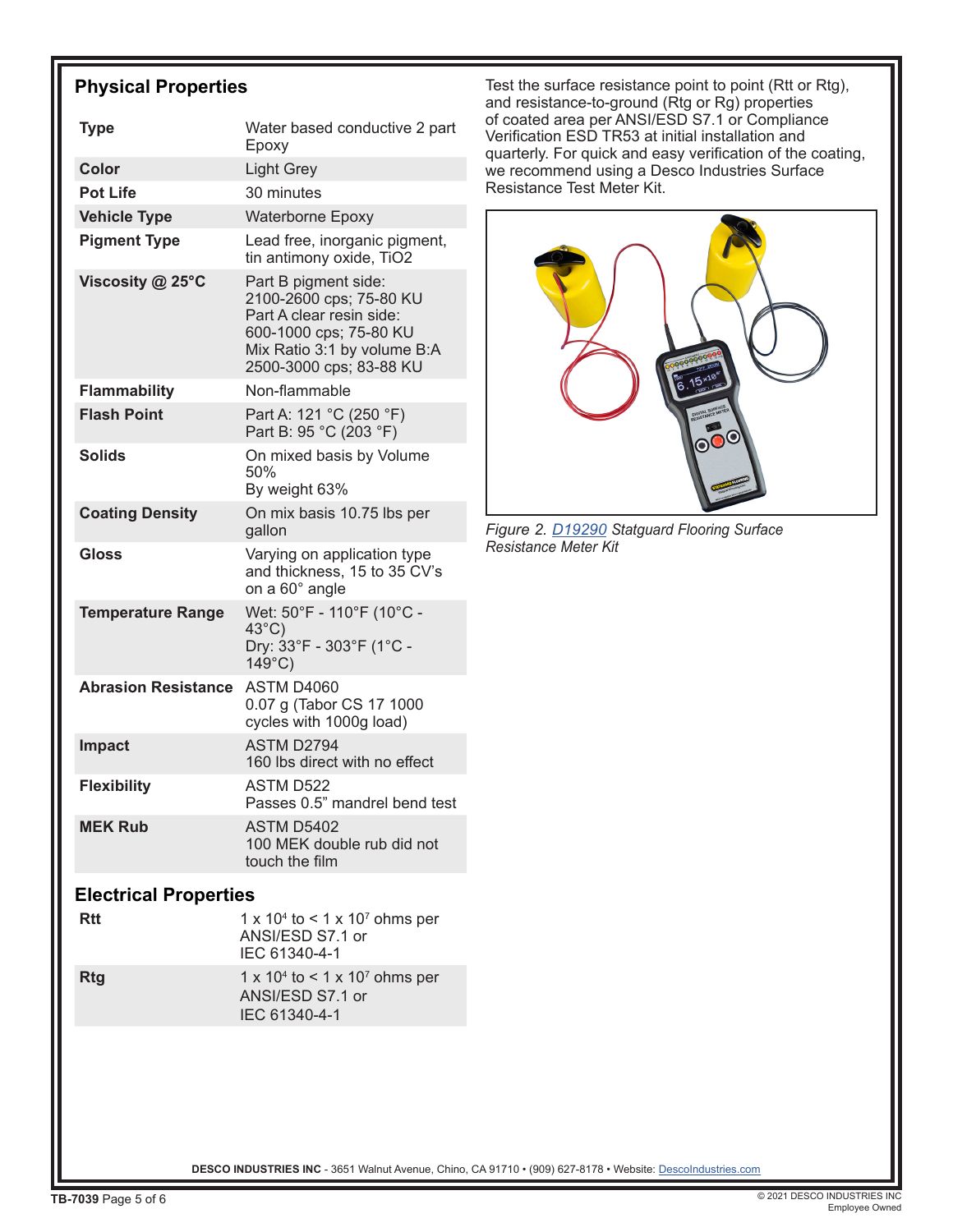## Physical Properties

| | |
|---|---|
| **Type** | Water based conductive 2 part Epoxy |
| **Color** | Light Grey |
| **Pot Life** | 30 minutes |
| **Vehicle Type** | Waterborne Epoxy |
| **Pigment Type** | Lead free, inorganic pigment, tin antimony oxide, $TiO_2$ |
| **Viscosity @ 25°C** | Part B pigment side: 2100-2600 cps; 75-80 KU<br>Part A clear resin side: 600-1000 cps; 75-80 KU<br>Mix Ratio 3:1 by volume B:A<br>2500-3000 cps; 83-88 KU |
| **Flammability** | Non-flammable |
| **Flash Point** | Part A: 121 °C (250 °F)<br>Part B: 95 °C (203 °F) |
| **Solids** | On mixed basis by Volume 50%<br>By weight 63% |
| **Coating Density** | On mix basis 10.75 lbs per gallon |
| **Gloss** | Varying on application type and thickness, 15 to 35 CV's on a 60° angle |
| **Temperature Range** | Wet: 50°F - 110°F (10°C - 43°C)<br>Dry: 33°F - 303°F (1°C - 149°C) |
| **Abrasion Resistance** | ASTM D4060<br>0.07 g (Tabor CS 17 1000 cycles with 1000g load) |
| **Impact** | ASTM D2794<br>160 lbs direct with no effect |
| **Flexibility** | ASTM D522<br>Passes 0.5" mandrel bend test |
| **MEK Rub** | ASTM D5402<br>100 MEK double rub did not touch the film |

## Electrical Properties

| | |
|---|---|
| **Rtt** | $1 \times 10^4$ to $< 1 \times 10^7$ ohms per ANSI/ESD S7.1 or IEC 61340-4-1 |
| **Rtg** | $1 \times 10^4$ to $< 1 \times 10^7$ ohms per ANSI/ESD S7.1 or IEC 61340-4-1 |

Test the surface resistance point to point (Rtt or Rtg), and resistance-to-ground (Rtg or Rg) properties of coated area per ANSI/ESD S7.1 or Compliance Verification ESD TR53 at initial installation and quarterly. For quick and easy verification of the coating, we recommend using a Desco Industries Surface Resistance Test Meter Kit.

*Figure 2. D19290 Statguard Flooring Surface Resistance Meter Kit*

**DESCO INDUSTRIES INC** - 3651 Walnut Avenue, Chino, CA 91710 • (909) 627-8178 • Website: DescoIndustries.com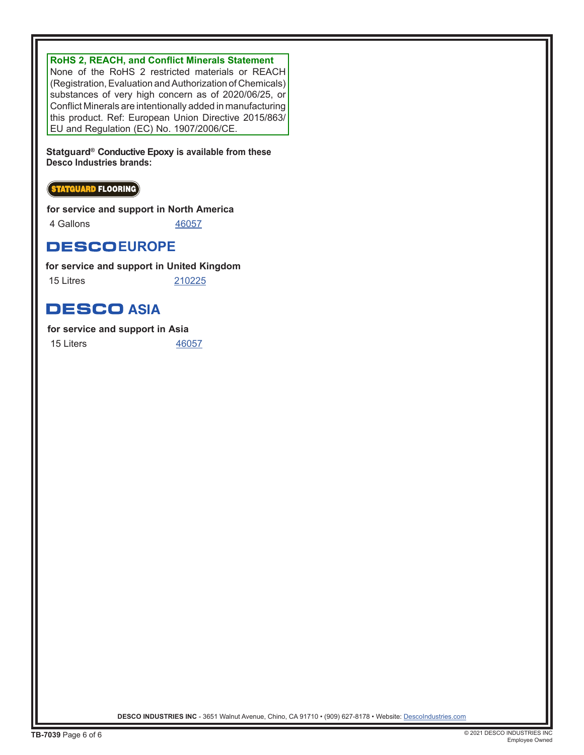**RoHS 2, REACH, and Conflict Minerals Statement**

None of the RoHS 2 restricted materials or REACH (Registration, Evaluation and Authorization of Chemicals) substances of very high concern as of 2020/06/25, or Conflict Minerals are intentionally added in manufacturing this product. Ref: European Union Directive 2015/863/EU and Regulation (EC) No. 1907/2006/CE.

**Statguard® Conductive Epoxy is available from these Desco Industries brands:**

**STATGUARD FLOORING**

**for service and support in North America**

| | |
|---|---|
| 4 Gallons | 46057 |

**DESCO EUROPE**

**for service and support in United Kingdom**

| | |
|---|---|
| 15 Litres | 210225 |

**DESCO ASIA**

**for service and support in Asia**

| | |
|---|---|
| 15 Liters | 46057 |

**DESCO INDUSTRIES INC** - 3651 Walnut Avenue, Chino, CA 91710 • (909) 627-8178 • Website: DescoIndustries.com

**TB-7039**

© 2021 DESCO INDUSTRIES INC
Employee Owned